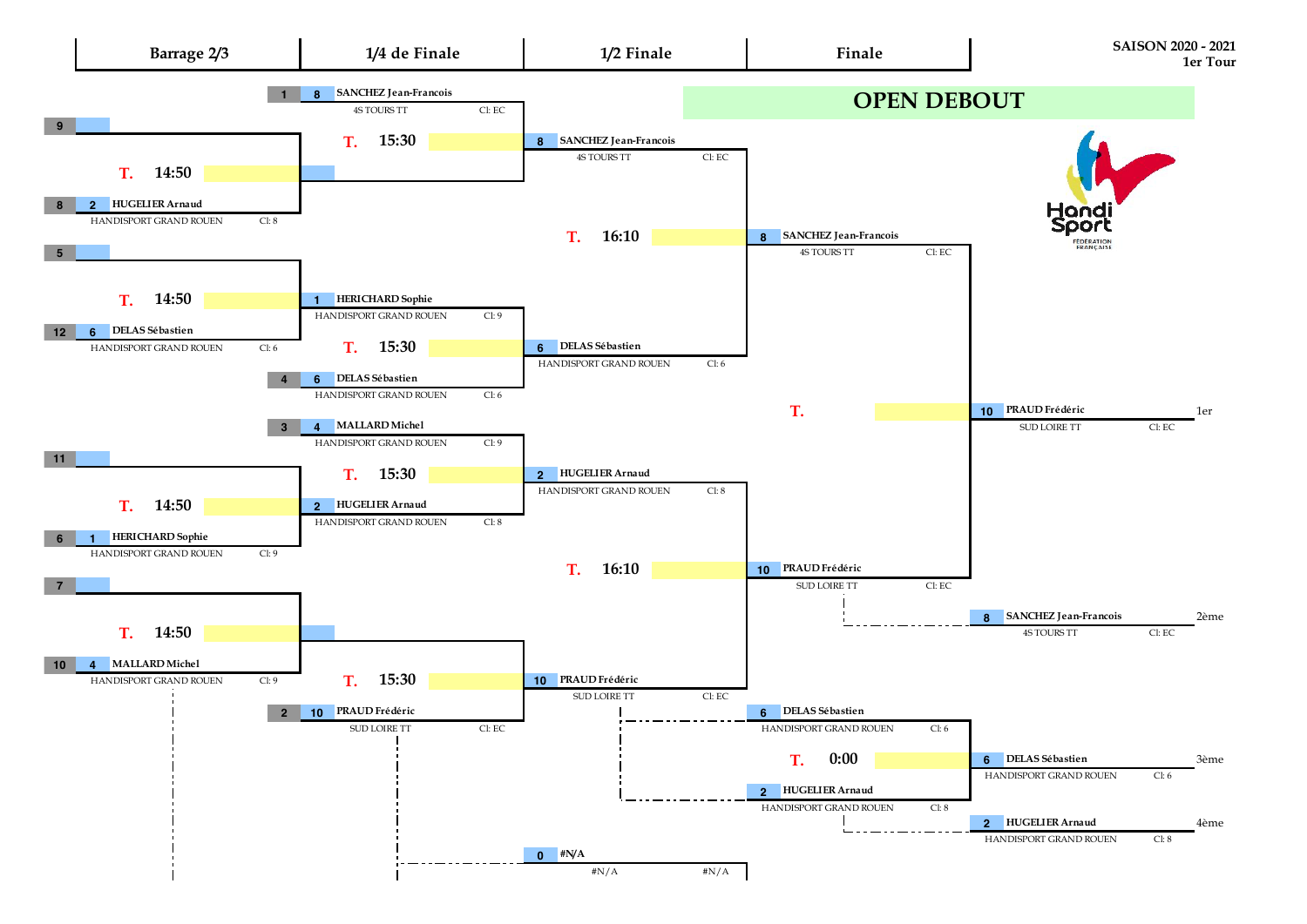# OPEN DEBOUT

SAISON 2020 - 2021
1er Tour

## Barrage 2/3

| Match | Joueur A | Joueur B | Horaire |
|---|---|---|---|
| 1 | 9 | 8 — 2 HUGELIER Arnaud (HANDISPORT GRAND ROUEN, Cl: 8) | T. 14:50 |
| 2 | 5 | 12 — 6 DELAS Sébastien (HANDISPORT GRAND ROUEN, Cl: 6) | T. 14:50 |
| 3 | 11 | 6 — 1 HERICHARD Sophie (HANDISPORT GRAND ROUEN, Cl: 9) | T. 14:50 |
| 4 | 7 | 10 — 4 MALLARD Michel (HANDISPORT GRAND ROUEN, Cl: 9) | T. 14:50 |

## 1/4 de Finale

| Match | Joueur A | Joueur B | Horaire |
|---|---|---|---|
| 1 | 1 — 8 SANCHEZ Jean-Francois (4S TOURS TT, Cl: EC) | (vainqueur barrage) | T. 15:30 |
| 2 | 1 HERICHARD Sophie (HANDISPORT GRAND ROUEN, Cl: 9) | 4 — 6 DELAS Sébastien (HANDISPORT GRAND ROUEN, Cl: 6) | T. 15:30 |
| 3 | 3 — 4 MALLARD Michel (HANDISPORT GRAND ROUEN, Cl: 9) | 2 HUGELIER Arnaud (HANDISPORT GRAND ROUEN, Cl: 8) | T. 15:30 |
| 4 | (vainqueur barrage) | 2 — 10 PRAUD Frédéric (SUD LOIRE TT, Cl: EC) | T. 15:30 |

## 1/2 Finale

| Match | Joueur A | Joueur B | Horaire |
|---|---|---|---|
| 1 | 8 SANCHEZ Jean-Francois (4S TOURS TT, Cl: EC) | 6 DELAS Sébastien (HANDISPORT GRAND ROUEN, Cl: 6) | T. 16:10 |
| 2 | 2 HUGELIER Arnaud (HANDISPORT GRAND ROUEN, Cl: 8) | 10 PRAUD Frédéric (SUD LOIRE TT, Cl: EC) | T. 16:10 |

0 #N/A — #N/A #N/A

## Finale

| Match | Joueur A | Joueur B | Horaire |
|---|---|---|---|
| Finale | 8 SANCHEZ Jean-Francois (4S TOURS TT, Cl: EC) | 10 PRAUD Frédéric (SUD LOIRE TT, Cl: EC) | T. |
| 3ème place | 6 DELAS Sébastien (HANDISPORT GRAND ROUEN, Cl: 6) | 2 HUGELIER Arnaud (HANDISPORT GRAND ROUEN, Cl: 8) | T. 0:00 |

## Classement

| Place | N° | Joueur | Club | Cl |
|---|---|---|---|---|
| 1er | 10 | PRAUD Frédéric | SUD LOIRE TT | Cl: EC |
| 2ème | 8 | SANCHEZ Jean-Francois | 4S TOURS TT | Cl: EC |
| 3ème | 6 | DELAS Sébastien | HANDISPORT GRAND ROUEN | Cl: 6 |
| 4ème | 2 | HUGELIER Arnaud | HANDISPORT GRAND ROUEN | Cl: 8 |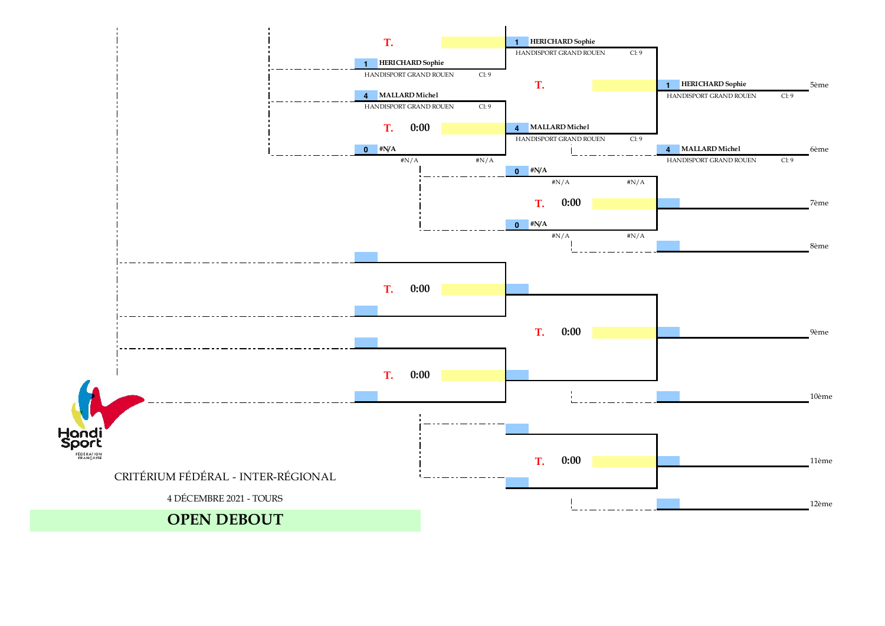# OPEN DEBOUT

CRITÉRIUM FÉDÉRAL - INTER-RÉGIONAL

4 DÉCEMBRE 2021 - TOURS

**1** HERICHARD Sophie — HANDISPORT GRAND ROUEN — Cl: 9

**4** MALLARD Michel — HANDISPORT GRAND ROUEN — Cl: 9

T. 0:00

**0** #N/A — #N/A — #N/A

T.

**1** HERICHARD Sophie — HANDISPORT GRAND ROUEN — Cl: 9

**4** MALLARD Michel — HANDISPORT GRAND ROUEN — Cl: 9

T.

**1** HERICHARD Sophie — HANDISPORT GRAND ROUEN — Cl: 9 — 5ème

**4** MALLARD Michel — HANDISPORT GRAND ROUEN — Cl: 9 — 6ème

**0** #N/A — #N/A — #N/A

**0** #N/A — #N/A — #N/A

T. 0:00

7ème

8ème

T. 0:00

T. 0:00

T. 0:00

9ème

10ème

T. 0:00

11ème

12ème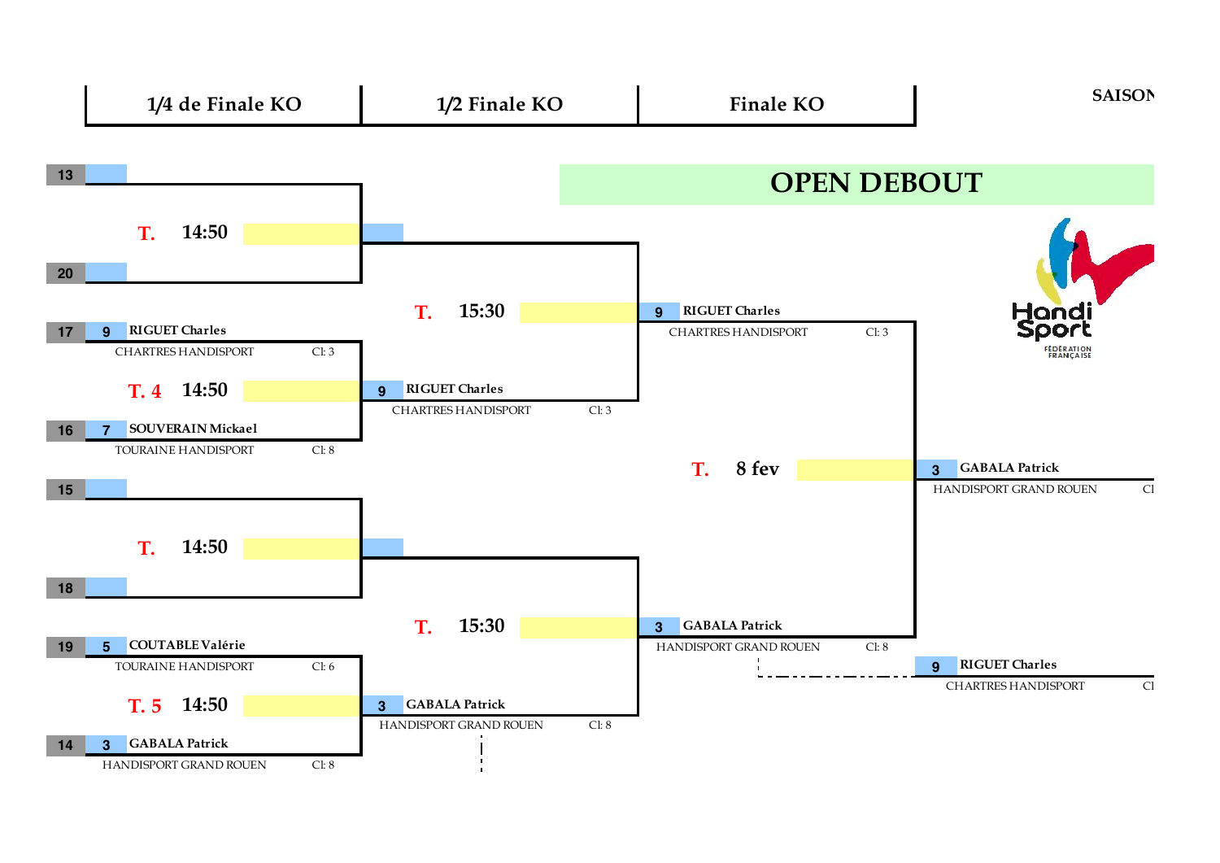| 1/4 de Finale KO | 1/2 Finale KO | Finale KO |
|---|---|---|

SAISON

# OPEN DEBOUT

## 1/4 de Finale KO

| Seed | N° | Joueur | Club | Cl |
|---|---|---|---|---|
| 13 | | | | |
| 20 | | | | |
| 17 | 9 | RIGUET Charles | CHARTRES HANDISPORT | Cl: 3 |
| 16 | 7 | SOUVERAIN Mickael | TOURAINE HANDISPORT | Cl: 8 |
| 15 | | | | |
| 18 | | | | |
| 19 | 5 | COUTABLE Valérie | TOURAINE HANDISPORT | Cl: 6 |
| 14 | 3 | GABALA Patrick | HANDISPORT GRAND ROUEN | Cl: 8 |

- 13 vs 20 — T. 14:50
- 17 vs 16 — T. 4 14:50 → 9 RIGUET Charles, CHARTRES HANDISPORT, Cl: 3
- 15 vs 18 — T. 14:50
- 19 vs 14 — T. 5 14:50 → 3 GABALA Patrick, HANDISPORT GRAND ROUEN, Cl: 8

## 1/2 Finale KO

- T. 15:30 → 9 RIGUET Charles, CHARTRES HANDISPORT, Cl: 3
- T. 15:30 → 3 GABALA Patrick, HANDISPORT GRAND ROUEN, Cl: 8

## Finale KO

- T. 8 fev → 3 GABALA Patrick, HANDISPORT GRAND ROUEN, Cl

9 RIGUET Charles, CHARTRES HANDISPORT, Cl

Handi Sport FÉDÉRATION FRANÇAISE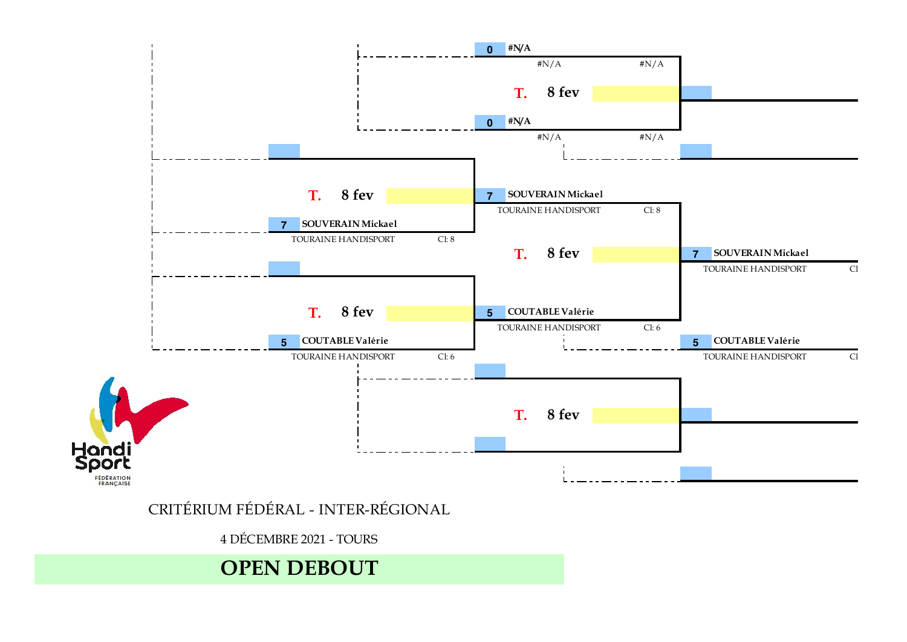0 #N/A
#N/A #N/A

T. 8 fev

0 #N/A
#N/A #N/A

T. 8 fev

7 SOUVERAIN Mickael
TOURAINE HANDISPORT Cl: 8

7 SOUVERAIN Mickael
TOURAINE HANDISPORT Cl: 8

T. 8 fev

7 SOUVERAIN Mickael
TOURAINE HANDISPORT Cl

T. 8 fev

5 COUTABLE Valérie
TOURAINE HANDISPORT Cl: 6

5 COUTABLE Valérie
TOURAINE HANDISPORT Cl: 6

5 COUTABLE Valérie
TOURAINE HANDISPORT Cl

T. 8 fev

Handi Sport
FÉDÉRATION FRANÇAISE

CRITÉRIUM FÉDÉRAL - INTER-RÉGIONAL

4 DÉCEMBRE 2021 - TOURS

## OPEN DEBOUT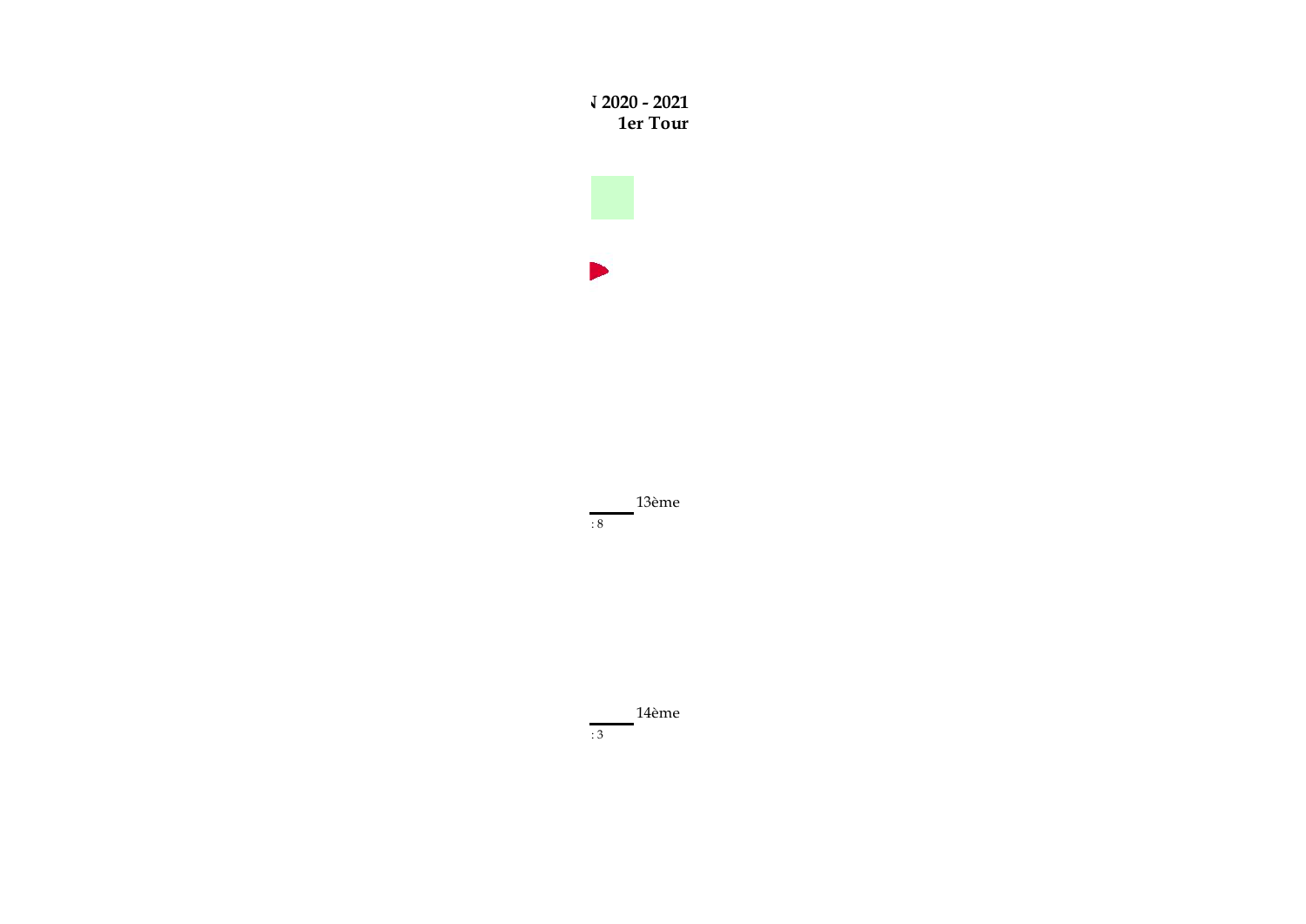**J 2020 - 2021**

**1er Tour**

13ème

: 8

14ème

: 3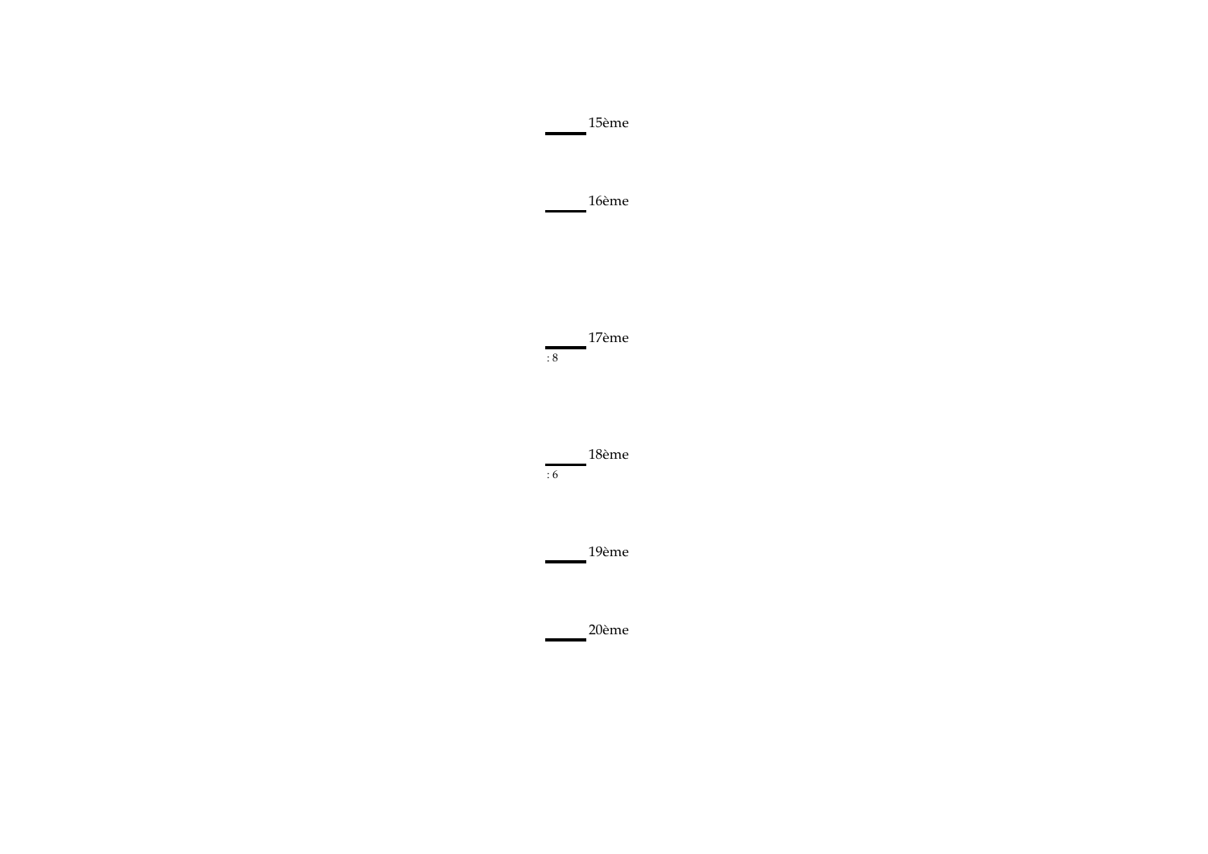15ème

16ème

17ème

: 8

18ème

: 6

19ème

20ème